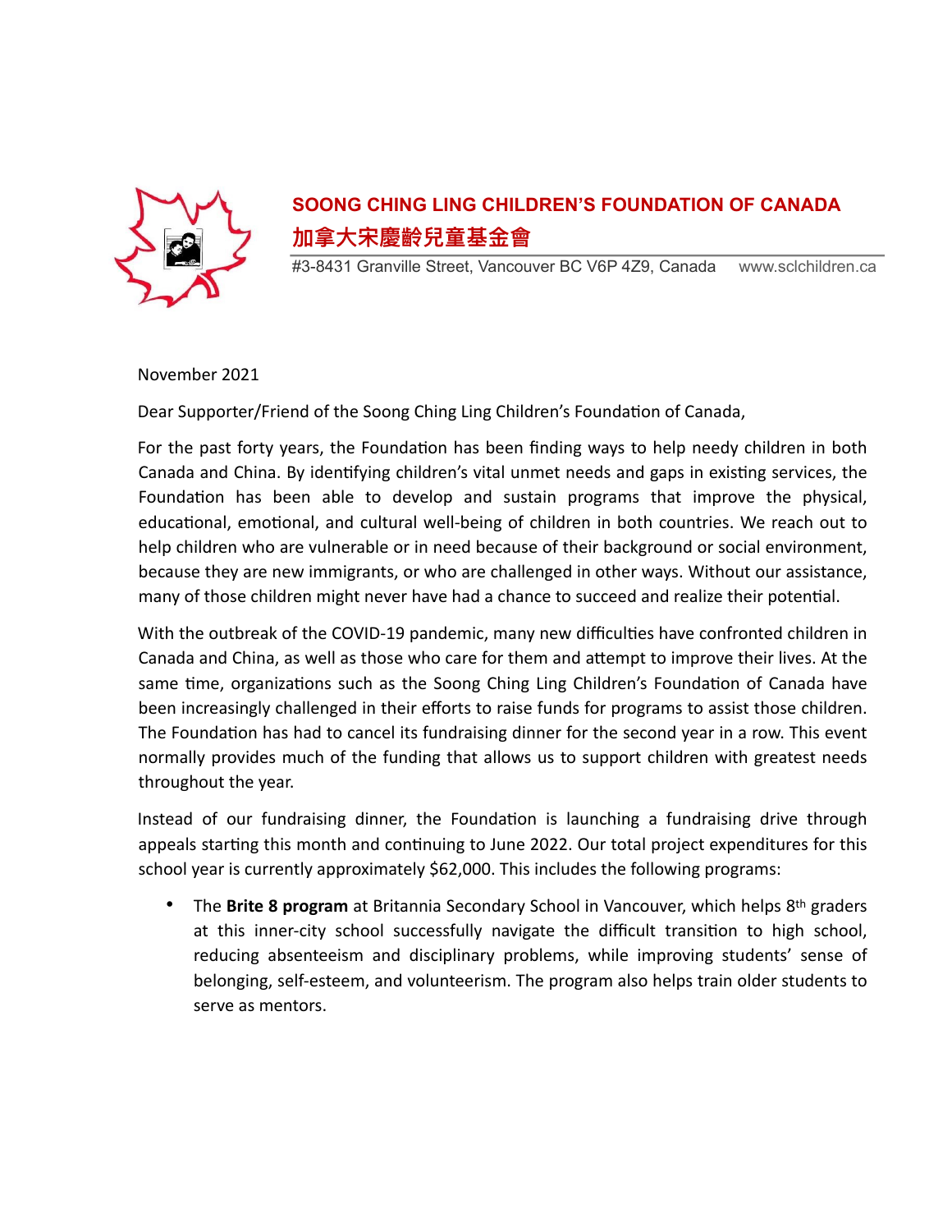# SOONG CHING LING CHILDREN'S FOUNDATION OF CANADA

## 加拿大宋慶齡兒童基金會

#3-8431 Granville Street, Vancouver BC V6P 4Z9, Canada www.sclchildren.ca

November 2021

Dear Supporter/Friend of the Soong Ching Ling Children's Foundation of Canada,

For the past forty years, the Foundation has been finding ways to help needy children in both Canada and China. By identifying children's vital unmet needs and gaps in existing services, the Foundation has been able to develop and sustain programs that improve the physical, educational, emotional, and cultural well-being of children in both countries. We reach out to help children who are vulnerable or in need because of their background or social environment, because they are new immigrants, or who are challenged in other ways. Without our assistance, many of those children might never have had a chance to succeed and realize their potential.

With the outbreak of the COVID-19 pandemic, many new difficulties have confronted children in Canada and China, as well as those who care for them and attempt to improve their lives. At the same time, organizations such as the Soong Ching Ling Children's Foundation of Canada have been increasingly challenged in their efforts to raise funds for programs to assist those children. The Foundation has had to cancel its fundraising dinner for the second year in a row. This event normally provides much of the funding that allows us to support children with greatest needs throughout the year.

Instead of our fundraising dinner, the Foundation is launching a fundraising drive through appeals starting this month and continuing to June 2022. Our total project expenditures for this school year is currently approximately $62,000. This includes the following programs:

- The **Brite 8 program** at Britannia Secondary School in Vancouver, which helps 8th graders at this inner-city school successfully navigate the difficult transition to high school, reducing absenteeism and disciplinary problems, while improving students' sense of belonging, self-esteem, and volunteerism. The program also helps train older students to serve as mentors.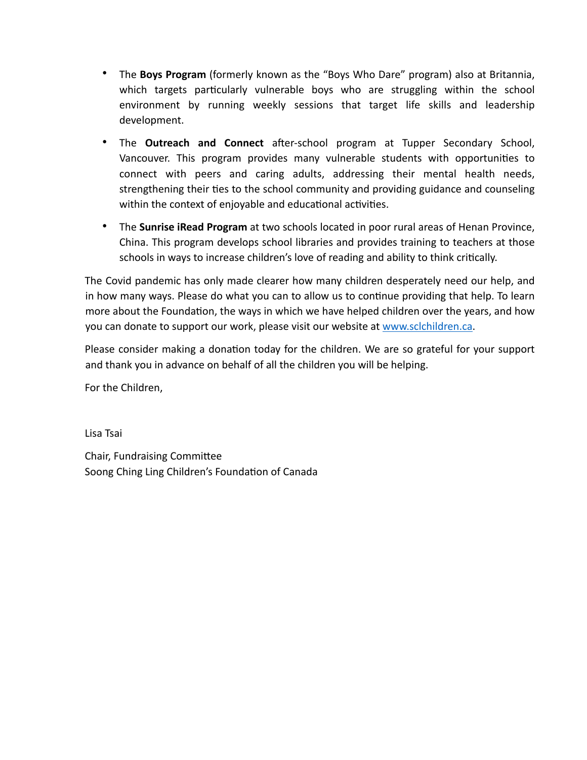- The **Boys Program** (formerly known as the "Boys Who Dare" program) also at Britannia, which targets particularly vulnerable boys who are struggling within the school environment by running weekly sessions that target life skills and leadership development.
- The **Outreach and Connect** after-school program at Tupper Secondary School, Vancouver. This program provides many vulnerable students with opportunities to connect with peers and caring adults, addressing their mental health needs, strengthening their ties to the school community and providing guidance and counseling within the context of enjoyable and educational activities.
- The **Sunrise iRead Program** at two schools located in poor rural areas of Henan Province, China. This program develops school libraries and provides training to teachers at those schools in ways to increase children's love of reading and ability to think critically.

The Covid pandemic has only made clearer how many children desperately need our help, and in how many ways. Please do what you can to allow us to continue providing that help. To learn more about the Foundation, the ways in which we have helped children over the years, and how you can donate to support our work, please visit our website at [www.sclchildren.ca](http://www.sclchildren.ca).

Please consider making a donation today for the children. We are so grateful for your support and thank you in advance on behalf of all the children you will be helping.

For the Children,

Lisa Tsai

Chair, Fundraising Committee
Soong Ching Ling Children's Foundation of Canada